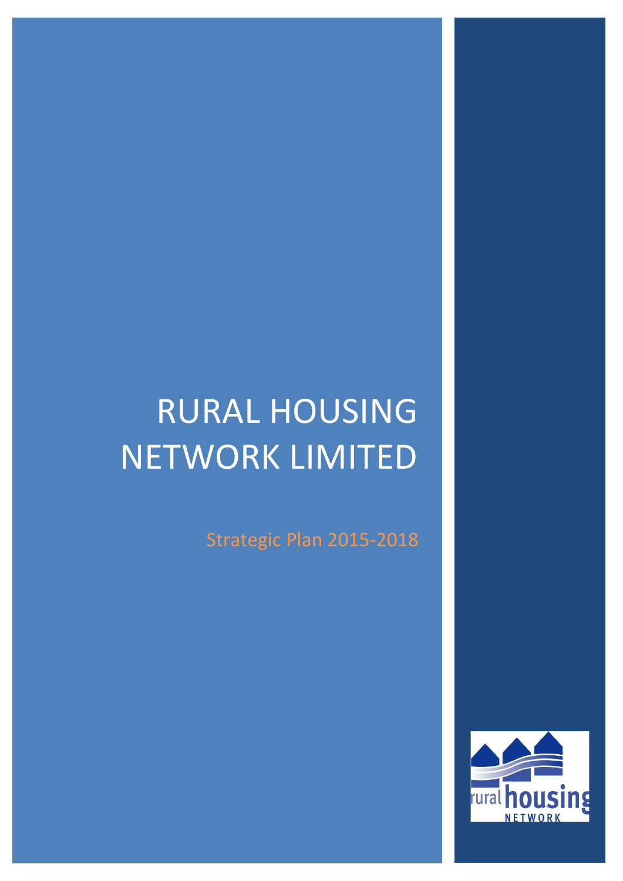# RURAL HOUSING NETWORK LIMITED

Strategic Plan 2015-2018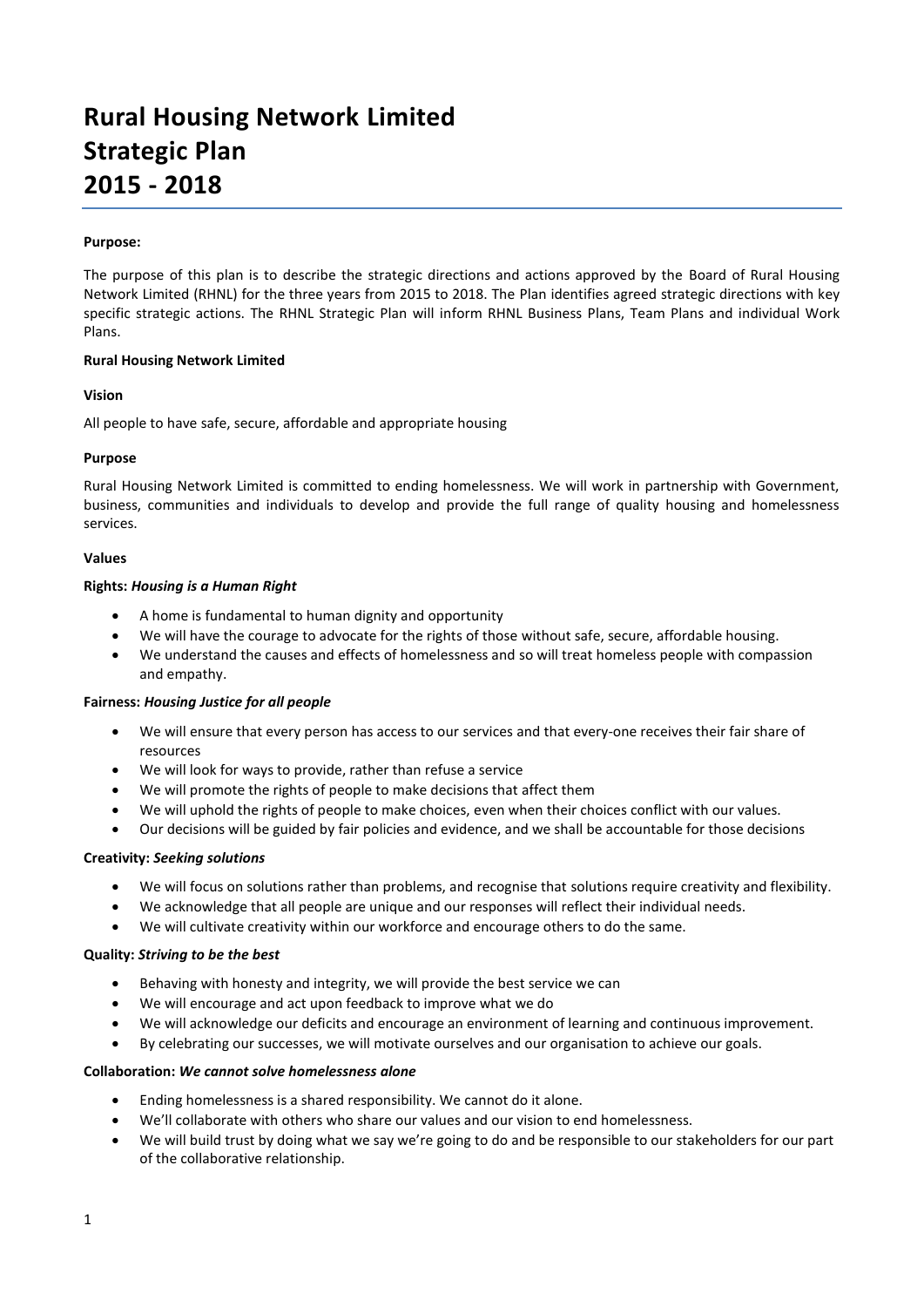# Rural Housing Network Limited Strategic Plan 2015 - 2018

**Purpose:**

The purpose of this plan is to describe the strategic directions and actions approved by the Board of Rural Housing Network Limited (RHNL) for the three years from 2015 to 2018. The Plan identifies agreed strategic directions with key specific strategic actions. The RHNL Strategic Plan will inform RHNL Business Plans, Team Plans and individual Work Plans.

**Rural Housing Network Limited**

**Vision**

All people to have safe, secure, affordable and appropriate housing

**Purpose**

Rural Housing Network Limited is committed to ending homelessness. We will work in partnership with Government, business, communities and individuals to develop and provide the full range of quality housing and homelessness services.

**Values**

**Rights:** ***Housing is a Human Right***

- A home is fundamental to human dignity and opportunity
- We will have the courage to advocate for the rights of those without safe, secure, affordable housing.
- We understand the causes and effects of homelessness and so will treat homeless people with compassion and empathy.

**Fairness:** ***Housing Justice for all people***

- We will ensure that every person has access to our services and that every-one receives their fair share of resources
- We will look for ways to provide, rather than refuse a service
- We will promote the rights of people to make decisions that affect them
- We will uphold the rights of people to make choices, even when their choices conflict with our values.
- Our decisions will be guided by fair policies and evidence, and we shall be accountable for those decisions

**Creativity:** ***Seeking solutions***

- We will focus on solutions rather than problems, and recognise that solutions require creativity and flexibility.
- We acknowledge that all people are unique and our responses will reflect their individual needs.
- We will cultivate creativity within our workforce and encourage others to do the same.

**Quality:** ***Striving to be the best***

- Behaving with honesty and integrity, we will provide the best service we can
- We will encourage and act upon feedback to improve what we do
- We will acknowledge our deficits and encourage an environment of learning and continuous improvement.
- By celebrating our successes, we will motivate ourselves and our organisation to achieve our goals.

**Collaboration:** ***We cannot solve homelessness alone***

- Ending homelessness is a shared responsibility. We cannot do it alone.
- We'll collaborate with others who share our values and our vision to end homelessness.
- We will build trust by doing what we say we're going to do and be responsible to our stakeholders for our part of the collaborative relationship.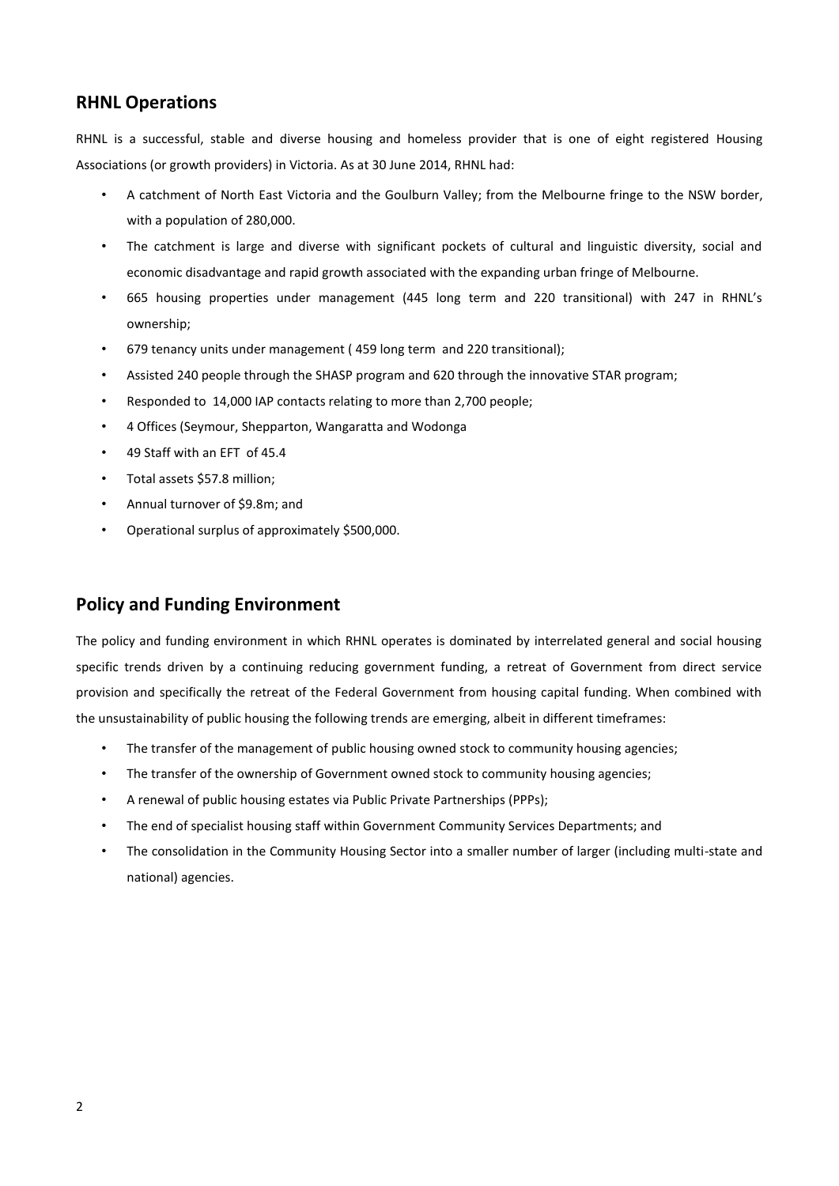## RHNL Operations

RHNL is a successful, stable and diverse housing and homeless provider that is one of eight registered Housing Associations (or growth providers) in Victoria. As at 30 June 2014, RHNL had:

- A catchment of North East Victoria and the Goulburn Valley; from the Melbourne fringe to the NSW border, with a population of 280,000.
- The catchment is large and diverse with significant pockets of cultural and linguistic diversity, social and economic disadvantage and rapid growth associated with the expanding urban fringe of Melbourne.
- 665 housing properties under management (445 long term and 220 transitional) with 247 in RHNL's ownership;
- 679 tenancy units under management ( 459 long term and 220 transitional);
- Assisted 240 people through the SHASP program and 620 through the innovative STAR program;
- Responded to 14,000 IAP contacts relating to more than 2,700 people;
- 4 Offices (Seymour, Shepparton, Wangaratta and Wodonga
- 49 Staff with an EFT of 45.4
- Total assets $57.8 million;
- Annual turnover of $9.8m; and
- Operational surplus of approximately $500,000.

## Policy and Funding Environment

The policy and funding environment in which RHNL operates is dominated by interrelated general and social housing specific trends driven by a continuing reducing government funding, a retreat of Government from direct service provision and specifically the retreat of the Federal Government from housing capital funding. When combined with the unsustainability of public housing the following trends are emerging, albeit in different timeframes:

- The transfer of the management of public housing owned stock to community housing agencies;
- The transfer of the ownership of Government owned stock to community housing agencies;
- A renewal of public housing estates via Public Private Partnerships (PPPs);
- The end of specialist housing staff within Government Community Services Departments; and
- The consolidation in the Community Housing Sector into a smaller number of larger (including multi-state and national) agencies.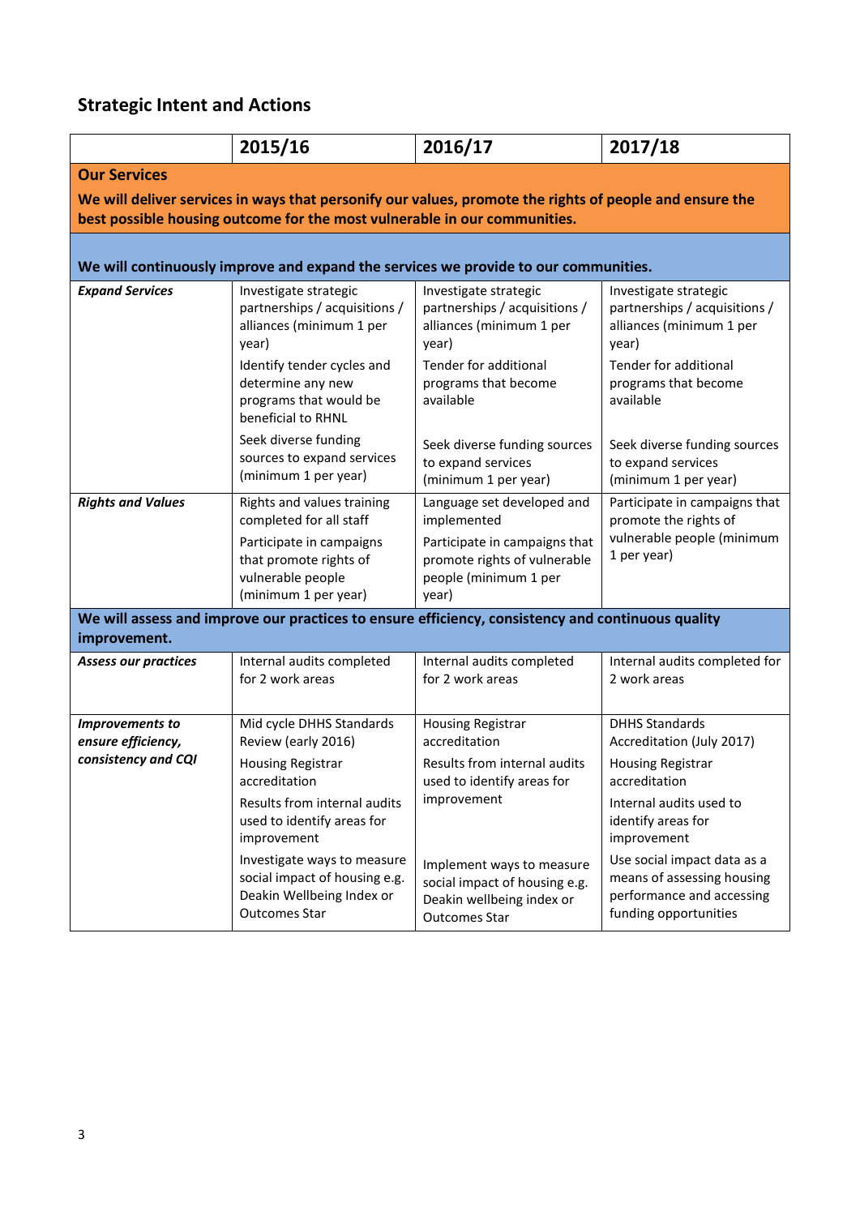## Strategic Intent and Actions

| | 2015/16 | 2016/17 | 2017/18 |
|---|---|---|---|
| **Our Services**<br>**We will deliver services in ways that personify our values, promote the rights of people and ensure the best possible housing outcome for the most vulnerable in our communities.** | | | |
| **We will continuously improve and expand the services we provide to our communities.** | | | |
| ***Expand Services*** | Investigate strategic partnerships / acquisitions / alliances (minimum 1 per year)<br>Identify tender cycles and determine any new programs that would be beneficial to RHNL<br>Seek diverse funding sources to expand services (minimum 1 per year) | Investigate strategic partnerships / acquisitions / alliances (minimum 1 per year)<br>Tender for additional programs that become available<br>Seek diverse funding sources to expand services (minimum 1 per year) | Investigate strategic partnerships / acquisitions / alliances (minimum 1 per year)<br>Tender for additional programs that become available<br>Seek diverse funding sources to expand services (minimum 1 per year) |
| ***Rights and Values*** | Rights and values training completed for all staff<br>Participate in campaigns that promote rights of vulnerable people (minimum 1 per year) | Language set developed and implemented<br>Participate in campaigns that promote rights of vulnerable people (minimum 1 per year) | Participate in campaigns that promote the rights of vulnerable people (minimum 1 per year) |
| **We will assess and improve our practices to ensure efficiency, consistency and continuous quality improvement.** | | | |
| ***Assess our practices*** | Internal audits completed for 2 work areas | Internal audits completed for 2 work areas | Internal audits completed for 2 work areas |
| ***Improvements to ensure efficiency, consistency and CQI*** | Mid cycle DHHS Standards Review (early 2016)<br>Housing Registrar accreditation<br>Results from internal audits used to identify areas for improvement<br>Investigate ways to measure social impact of housing e.g. Deakin Wellbeing Index or Outcomes Star | Housing Registrar accreditation<br>Results from internal audits used to identify areas for improvement<br>Implement ways to measure social impact of housing e.g. Deakin wellbeing index or Outcomes Star | DHHS Standards Accreditation (July 2017)<br>Housing Registrar accreditation<br>Internal audits used to identify areas for improvement<br>Use social impact data as a means of assessing housing performance and accessing funding opportunities |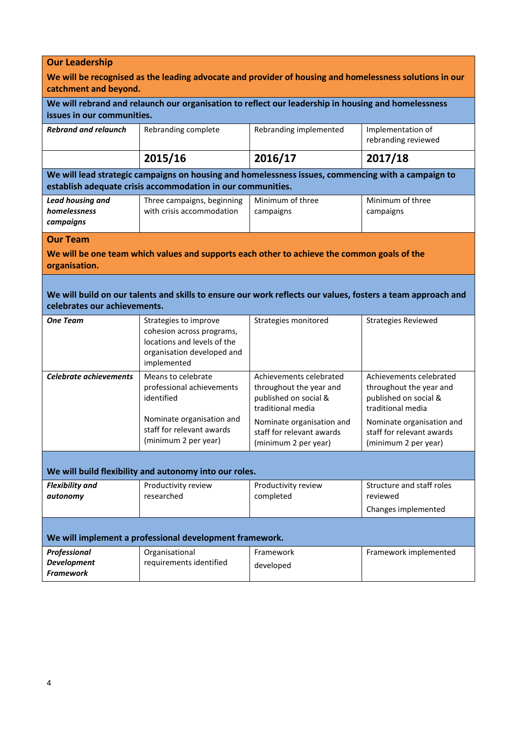| | | | |
|---|---|---|---|
| **Our Leadership**<br>**We will be recognised as the leading advocate and provider of housing and homelessness solutions in our catchment and beyond.** | | | |
| **We will rebrand and relaunch our organisation to reflect our leadership in housing and homelessness issues in our communities.** | | | |
| ***Rebrand and relaunch*** | Rebranding complete | Rebranding implemented | Implementation of rebranding reviewed |
| | **2015/16** | **2016/17** | **2017/18** |
| **We will lead strategic campaigns on housing and homelessness issues, commencing with a campaign to establish adequate crisis accommodation in our communities.** | | | |
| ***Lead housing and homelessness campaigns*** | Three campaigns, beginning with crisis accommodation | Minimum of three campaigns | Minimum of three campaigns |
| **Our Team**<br>**We will be one team which values and supports each other to achieve the common goals of the organisation.** | | | |
| **We will build on our talents and skills to ensure our work reflects our values, fosters a team approach and celebrates our achievements.** | | | |
| ***One Team*** | Strategies to improve cohesion across programs, locations and levels of the organisation developed and implemented | Strategies monitored | Strategies Reviewed |
| ***Celebrate achievements*** | Means to celebrate professional achievements identified<br><br>Nominate organisation and staff for relevant awards (minimum 2 per year) | Achievements celebrated throughout the year and published on social & traditional media<br><br>Nominate organisation and staff for relevant awards (minimum 2 per year) | Achievements celebrated throughout the year and published on social & traditional media<br><br>Nominate organisation and staff for relevant awards (minimum 2 per year) |
| **We will build flexibility and autonomy into our roles.** | | | |
| ***Flexibility and autonomy*** | Productivity review researched | Productivity review completed | Structure and staff roles reviewed<br><br>Changes implemented |
| **We will implement a professional development framework.** | | | |
| ***Professional Development Framework*** | Organisational requirements identified | Framework developed | Framework implemented |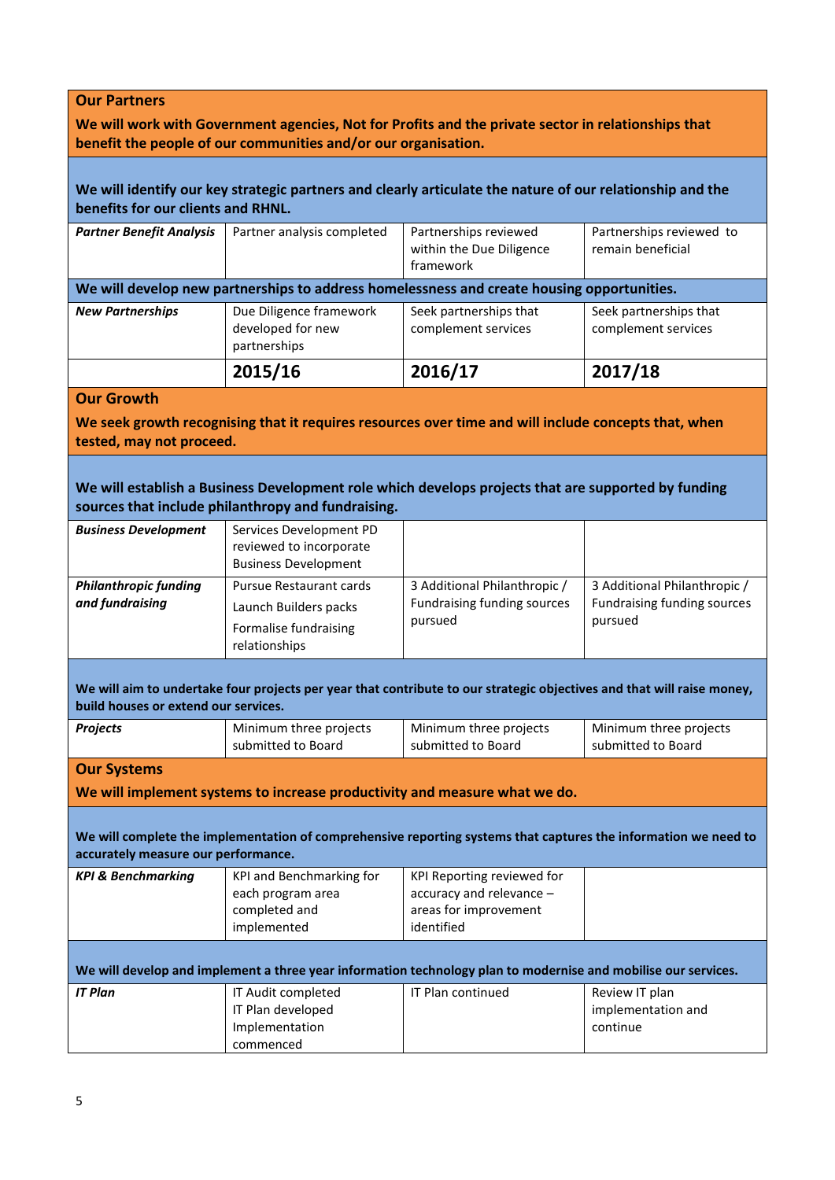## Our Partners

**We will work with Government agencies, Not for Profits and the private sector in relationships that benefit the people of our communities and/or our organisation.**

**We will identify our key strategic partners and clearly articulate the nature of our relationship and the benefits for our clients and RHNL.**

| | | | |
|---|---|---|---|
| ***Partner Benefit Analysis*** | Partner analysis completed | Partnerships reviewed within the Due Diligence framework | Partnerships reviewed to remain beneficial |

**We will develop new partnerships to address homelessness and create housing opportunities.**

| | | | |
|---|---|---|---|
| ***New Partnerships*** | Due Diligence framework developed for new partnerships | Seek partnerships that complement services | Seek partnerships that complement services |
| | **2015/16** | **2016/17** | **2017/18** |

## Our Growth

**We seek growth recognising that it requires resources over time and will include concepts that, when tested, may not proceed.**

**We will establish a Business Development role which develops projects that are supported by funding sources that include philanthropy and fundraising.**

| | | | |
|---|---|---|---|
| ***Business Development*** | Services Development PD reviewed to incorporate Business Development | | |
| ***Philanthropic funding and fundraising*** | Pursue Restaurant cards<br>Launch Builders packs<br>Formalise fundraising relationships | 3 Additional Philanthropic / Fundraising funding sources pursued | 3 Additional Philanthropic / Fundraising funding sources pursued |

**We will aim to undertake four projects per year that contribute to our strategic objectives and that will raise money, build houses or extend our services.**

| | | | |
|---|---|---|---|
| ***Projects*** | Minimum three projects submitted to Board | Minimum three projects submitted to Board | Minimum three projects submitted to Board |

## Our Systems

**We will implement systems to increase productivity and measure what we do.**

**We will complete the implementation of comprehensive reporting systems that captures the information we need to accurately measure our performance.**

| | | | |
|---|---|---|---|
| ***KPI & Benchmarking*** | KPI and Benchmarking for each program area completed and implemented | KPI Reporting reviewed for accuracy and relevance – areas for improvement identified | |

**We will develop and implement a three year information technology plan to modernise and mobilise our services.**

| | | | |
|---|---|---|---|
| ***IT Plan*** | IT Audit completed<br>IT Plan developed<br>Implementation commenced | IT Plan continued | Review IT plan implementation and continue |